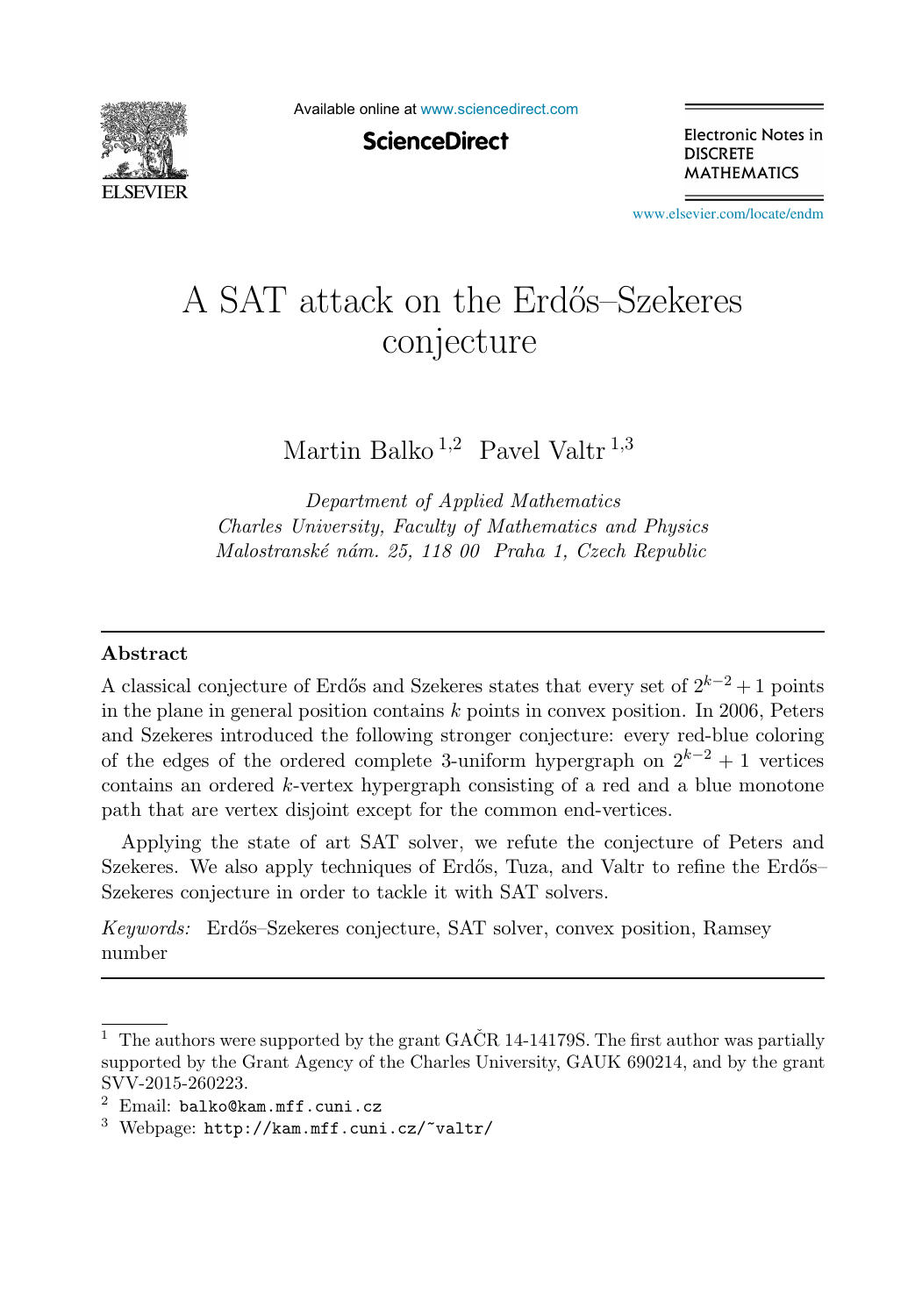# A SAT attack on the Erdős–Szekeres conjecture

Martin Balko [1,2] Pavel Valtr [1,3]

*Department of Applied Mathematics*
*Charles University, Faculty of Mathematics and Physics*
*Malostranské nám. 25, 118 00 Praha 1, Czech Republic*

## Abstract

A classical conjecture of Erdős and Szekeres states that every set of $2^{k-2}+1$ points in the plane in general position contains $k$ points in convex position. In 2006, Peters and Szekeres introduced the following stronger conjecture: every red-blue coloring of the edges of the ordered complete 3-uniform hypergraph on $2^{k-2}+1$ vertices contains an ordered $k$-vertex hypergraph consisting of a red and a blue monotone path that are vertex disjoint except for the common end-vertices.

Applying the state of art SAT solver, we refute the conjecture of Peters and Szekeres. We also apply techniques of Erdős, Tuza, and Valtr to refine the Erdős–Szekeres conjecture in order to tackle it with SAT solvers.

*Keywords:* Erdős–Szekeres conjecture, SAT solver, convex position, Ramsey number

---

[1] The authors were supported by the grant GAČR 14-14179S. The first author was partially supported by the Grant Agency of the Charles University, GAUK 690214, and by the grant SVV-2015-260223.

[2] Email: `balko@kam.mff.cuni.cz`

[3] Webpage: `http://kam.mff.cuni.cz/~valtr/`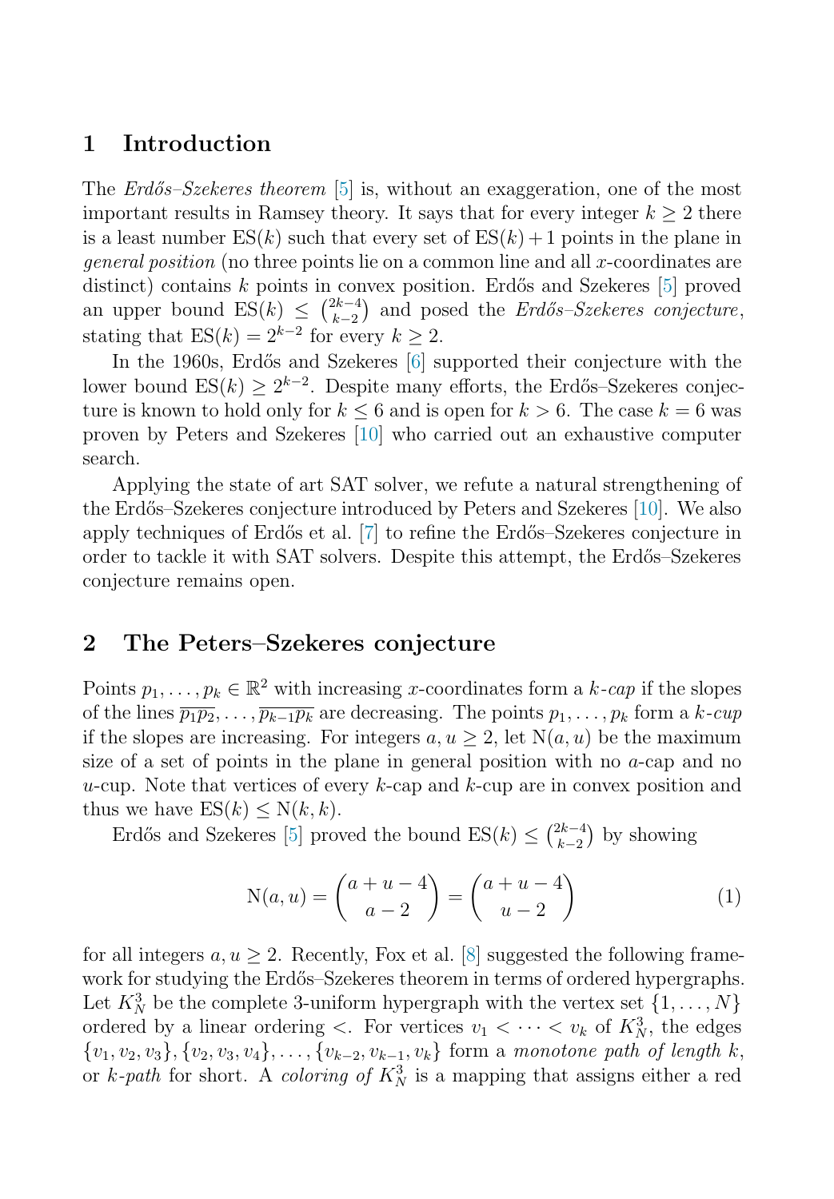## 1 Introduction

The *Erdős–Szekeres theorem* [5] is, without an exaggeration, one of the most important results in Ramsey theory. It says that for every integer $k \geq 2$ there is a least number $\mathrm{ES}(k)$ such that every set of $\mathrm{ES}(k)+1$ points in the plane in *general position* (no three points lie on a common line and all $x$-coordinates are distinct) contains $k$ points in convex position. Erdős and Szekeres [5] proved an upper bound $\mathrm{ES}(k) \leq \binom{2k-4}{k-2}$ and posed the *Erdős–Szekeres conjecture*, stating that $\mathrm{ES}(k) = 2^{k-2}$ for every $k \geq 2$.

In the 1960s, Erdős and Szekeres [6] supported their conjecture with the lower bound $\mathrm{ES}(k) \geq 2^{k-2}$. Despite many efforts, the Erdős–Szekeres conjecture is known to hold only for $k \leq 6$ and is open for $k > 6$. The case $k = 6$ was proven by Peters and Szekeres [10] who carried out an exhaustive computer search.

Applying the state of art SAT solver, we refute a natural strengthening of the Erdős–Szekeres conjecture introduced by Peters and Szekeres [10]. We also apply techniques of Erdős et al. [7] to refine the Erdős–Szekeres conjecture in order to tackle it with SAT solvers. Despite this attempt, the Erdős–Szekeres conjecture remains open.

## 2 The Peters–Szekeres conjecture

Points $p_1, \dots, p_k \in \mathbb{R}^2$ with increasing $x$-coordinates form a *$k$-cap* if the slopes of the lines $\overline{p_1p_2}, \dots, \overline{p_{k-1}p_k}$ are decreasing. The points $p_1, \dots, p_k$ form a *$k$-cup* if the slopes are increasing. For integers $a, u \geq 2$, let $\mathrm{N}(a,u)$ be the maximum size of a set of points in the plane in general position with no $a$-cap and no $u$-cup. Note that vertices of every $k$-cap and $k$-cup are in convex position and thus we have $\mathrm{ES}(k) \leq \mathrm{N}(k,k)$.

Erdős and Szekeres [5] proved the bound $\mathrm{ES}(k) \leq \binom{2k-4}{k-2}$ by showing

$$\mathrm{N}(a,u) = \binom{a+u-4}{a-2} = \binom{a+u-4}{u-2} \tag{1}$$

for all integers $a, u \geq 2$. Recently, Fox et al. [8] suggested the following framework for studying the Erdős–Szekeres theorem in terms of ordered hypergraphs. Let $K_N^3$ be the complete 3-uniform hypergraph with the vertex set $\{1, \dots, N\}$ ordered by a linear ordering $<$. For vertices $v_1 < \dots < v_k$ of $K_N^3$, the edges $\{v_1, v_2, v_3\}, \{v_2, v_3, v_4\}, \dots, \{v_{k-2}, v_{k-1}, v_k\}$ form a *monotone path of length $k$*, or *$k$-path* for short. A *coloring of $K_N^3$* is a mapping that assigns either a red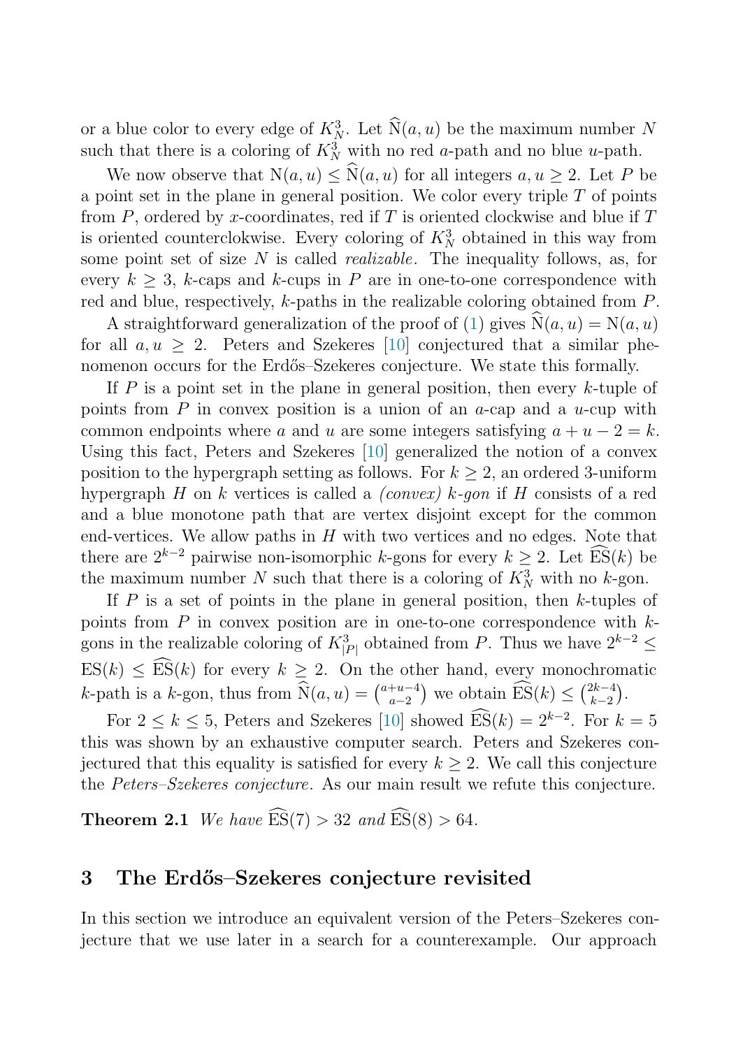or a blue color to every edge of $K^3_N$. Let $\widehat{\mathrm{N}}(a,u)$ be the maximum number $N$ such that there is a coloring of $K^3_N$ with no red $a$-path and no blue $u$-path.

We now observe that $\mathrm{N}(a,u) \leq \widehat{\mathrm{N}}(a,u)$ for all integers $a, u \geq 2$. Let $P$ be a point set in the plane in general position. We color every triple $T$ of points from $P$, ordered by $x$-coordinates, red if $T$ is oriented clockwise and blue if $T$ is oriented counterclockwise. Every coloring of $K^3_N$ obtained in this way from some point set of size $N$ is called *realizable*. The inequality follows, as, for every $k \geq 3$, $k$-caps and $k$-cups in $P$ are in one-to-one correspondence with red and blue, respectively, $k$-paths in the realizable coloring obtained from $P$.

A straightforward generalization of the proof of (1) gives $\widehat{\mathrm{N}}(a,u) = \mathrm{N}(a,u)$ for all $a, u \geq 2$. Peters and Szekeres [10] conjectured that a similar phenomenon occurs for the Erdős–Szekeres conjecture. We state this formally.

If $P$ is a point set in the plane in general position, then every $k$-tuple of points from $P$ in convex position is a union of an $a$-cap and a $u$-cup with common endpoints where $a$ and $u$ are some integers satisfying $a + u - 2 = k$. Using this fact, Peters and Szekeres [10] generalized the notion of a convex position to the hypergraph setting as follows. For $k \geq 2$, an ordered 3-uniform hypergraph $H$ on $k$ vertices is called a *(convex) $k$-gon* if $H$ consists of a red and a blue monotone path that are vertex disjoint except for the common end-vertices. We allow paths in $H$ with two vertices and no edges. Note that there are $2^{k-2}$ pairwise non-isomorphic $k$-gons for every $k \geq 2$. Let $\widehat{\mathrm{ES}}(k)$ be the maximum number $N$ such that there is a coloring of $K^3_N$ with no $k$-gon.

If $P$ is a set of points in the plane in general position, then $k$-tuples of points from $P$ in convex position are in one-to-one correspondence with $k$-gons in the realizable coloring of $K^3_{|P|}$ obtained from $P$. Thus we have $2^{k-2} \leq \mathrm{ES}(k) \leq \widehat{\mathrm{ES}}(k)$ for every $k \geq 2$. On the other hand, every monochromatic $k$-path is a $k$-gon, thus from $\widehat{\mathrm{N}}(a,u) = \binom{a+u-4}{a-2}$ we obtain $\widehat{\mathrm{ES}}(k) \leq \binom{2k-4}{k-2}$.

For $2 \leq k \leq 5$, Peters and Szekeres [10] showed $\widehat{\mathrm{ES}}(k) = 2^{k-2}$. For $k = 5$ this was shown by an exhaustive computer search. Peters and Szekeres conjectured that this equality is satisfied for every $k \geq 2$. We call this conjecture the *Peters–Szekeres conjecture*. As our main result we refute this conjecture.

**Theorem 2.1** *We have $\widehat{\mathrm{ES}}(7) > 32$ and $\widehat{\mathrm{ES}}(8) > 64$.*

## 3 The Erdős–Szekeres conjecture revisited

In this section we introduce an equivalent version of the Peters–Szekeres conjecture that we use later in a search for a counterexample. Our approach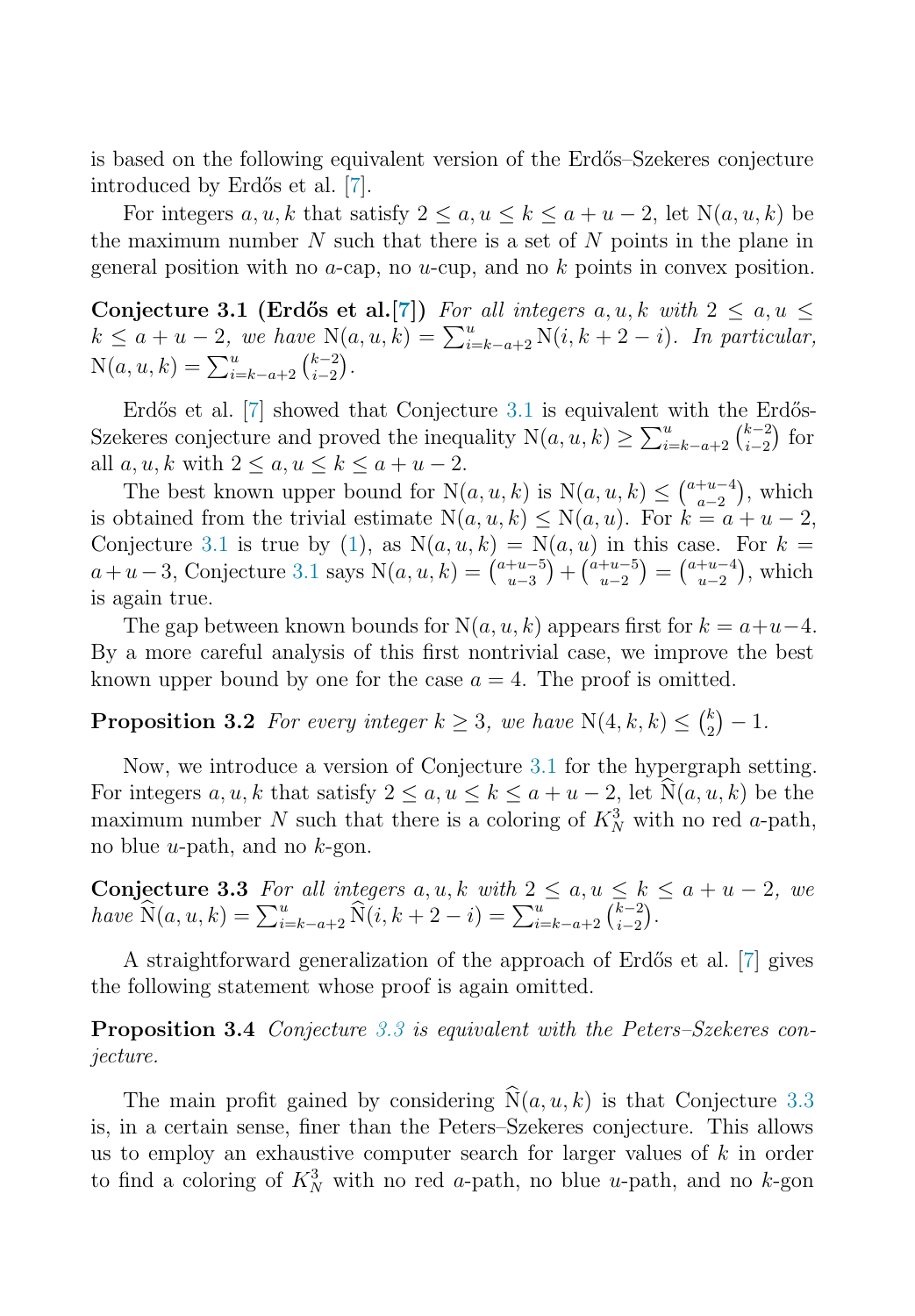is based on the following equivalent version of the Erdős–Szekeres conjecture introduced by Erdős et al. [7].

For integers $a, u, k$ that satisfy $2 \leq a, u \leq k \leq a + u - 2$, let $\mathrm{N}(a, u, k)$ be the maximum number $N$ such that there is a set of $N$ points in the plane in general position with no $a$-cap, no $u$-cup, and no $k$ points in convex position.

**Conjecture 3.1 (Erdős et al.[7])** *For all integers $a, u, k$ with $2 \leq a, u \leq k \leq a + u - 2$, we have $\mathrm{N}(a, u, k) = \sum_{i=k-a+2}^{u} \mathrm{N}(i, k + 2 - i)$. In particular, $\mathrm{N}(a, u, k) = \sum_{i=k-a+2}^{u} \binom{k-2}{i-2}$.*

Erdős et al. [7] showed that Conjecture 3.1 is equivalent with the Erdős-Szekeres conjecture and proved the inequality $\mathrm{N}(a, u, k) \geq \sum_{i=k-a+2}^{u} \binom{k-2}{i-2}$ for all $a, u, k$ with $2 \leq a, u \leq k \leq a + u - 2$.

The best known upper bound for $\mathrm{N}(a, u, k)$ is $\mathrm{N}(a, u, k) \leq \binom{a+u-4}{a-2}$, which is obtained from the trivial estimate $\mathrm{N}(a, u, k) \leq \mathrm{N}(a, u)$. For $k = a + u - 2$, Conjecture 3.1 is true by (1), as $\mathrm{N}(a, u, k) = \mathrm{N}(a, u)$ in this case. For $k = a + u - 3$, Conjecture 3.1 says $\mathrm{N}(a, u, k) = \binom{a+u-5}{u-3} + \binom{a+u-5}{u-2} = \binom{a+u-4}{u-2}$, which is again true.

The gap between known bounds for $\mathrm{N}(a, u, k)$ appears first for $k = a+u-4$. By a more careful analysis of this first nontrivial case, we improve the best known upper bound by one for the case $a = 4$. The proof is omitted.

**Proposition 3.2** *For every integer $k \geq 3$, we have $\mathrm{N}(4, k, k) \leq \binom{k}{2} - 1$.*

Now, we introduce a version of Conjecture 3.1 for the hypergraph setting. For integers $a, u, k$ that satisfy $2 \leq a, u \leq k \leq a + u - 2$, let $\widehat{\mathrm{N}}(a, u, k)$ be the maximum number $N$ such that there is a coloring of $K_N^3$ with no red $a$-path, no blue $u$-path, and no $k$-gon.

**Conjecture 3.3** *For all integers $a, u, k$ with $2 \leq a, u \leq k \leq a + u - 2$, we have $\widehat{\mathrm{N}}(a, u, k) = \sum_{i=k-a+2}^{u} \widehat{\mathrm{N}}(i, k + 2 - i) = \sum_{i=k-a+2}^{u} \binom{k-2}{i-2}$.*

A straightforward generalization of the approach of Erdős et al. [7] gives the following statement whose proof is again omitted.

**Proposition 3.4** *Conjecture 3.3 is equivalent with the Peters–Szekeres conjecture.*

The main profit gained by considering $\widehat{\mathrm{N}}(a, u, k)$ is that Conjecture 3.3 is, in a certain sense, finer than the Peters–Szekeres conjecture. This allows us to employ an exhaustive computer search for larger values of $k$ in order to find a coloring of $K_N^3$ with no red $a$-path, no blue $u$-path, and no $k$-gon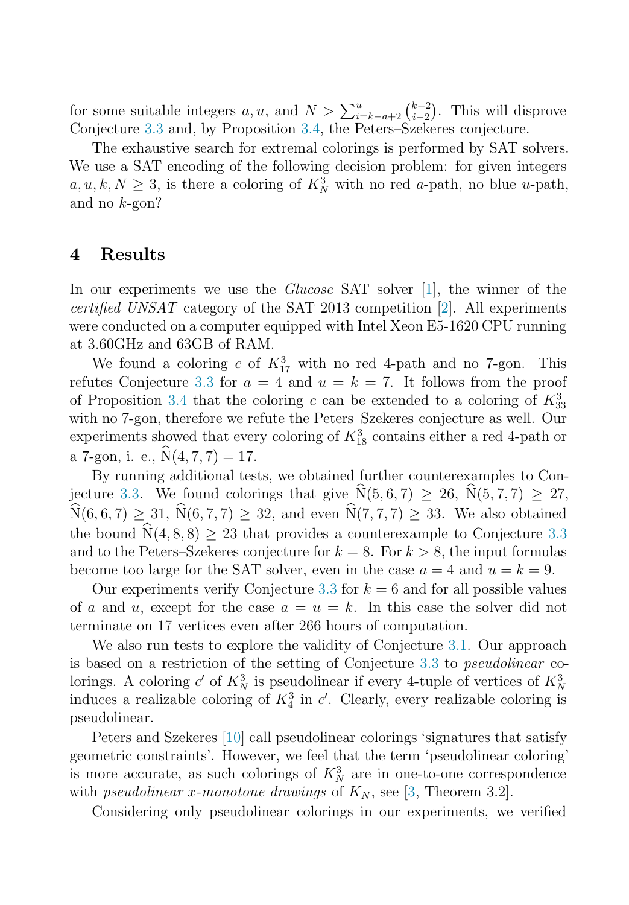for some suitable integers $a, u$, and $N > \sum_{i=k-a+2}^{u} \binom{k-2}{i-2}$. This will disprove Conjecture 3.3 and, by Proposition 3.4, the Peters–Szekeres conjecture.

The exhaustive search for extremal colorings is performed by SAT solvers. We use a SAT encoding of the following decision problem: for given integers $a, u, k, N \geq 3$, is there a coloring of $K^3_N$ with no red $a$-path, no blue $u$-path, and no $k$-gon?

# 4 Results

In our experiments we use the *Glucose* SAT solver [1], the winner of the *certified UNSAT* category of the SAT 2013 competition [2]. All experiments were conducted on a computer equipped with Intel Xeon E5-1620 CPU running at 3.60GHz and 63GB of RAM.

We found a coloring $c$ of $K^3_{17}$ with no red 4-path and no 7-gon. This refutes Conjecture 3.3 for $a = 4$ and $u = k = 7$. It follows from the proof of Proposition 3.4 that the coloring $c$ can be extended to a coloring of $K^3_{33}$ with no 7-gon, therefore we refute the Peters–Szekeres conjecture as well. Our experiments showed that every coloring of $K^3_{18}$ contains either a red 4-path or a 7-gon, i. e., $\widehat{\mathrm{N}}(4, 7, 7) = 17$.

By running additional tests, we obtained further counterexamples to Conjecture 3.3. We found colorings that give $\widehat{\mathrm{N}}(5, 6, 7) \geq 26$, $\widehat{\mathrm{N}}(5, 7, 7) \geq 27$, $\widehat{\mathrm{N}}(6, 6, 7) \geq 31$, $\widehat{\mathrm{N}}(6, 7, 7) \geq 32$, and even $\widehat{\mathrm{N}}(7, 7, 7) \geq 33$. We also obtained the bound $\widehat{\mathrm{N}}(4, 8, 8) \geq 23$ that provides a counterexample to Conjecture 3.3 and to the Peters–Szekeres conjecture for $k = 8$. For $k > 8$, the input formulas become too large for the SAT solver, even in the case $a = 4$ and $u = k = 9$.

Our experiments verify Conjecture 3.3 for $k = 6$ and for all possible values of $a$ and $u$, except for the case $a = u = k$. In this case the solver did not terminate on 17 vertices even after 266 hours of computation.

We also run tests to explore the validity of Conjecture 3.1. Our approach is based on a restriction of the setting of Conjecture 3.3 to *pseudolinear* colorings. A coloring $c'$ of $K^3_N$ is pseudolinear if every 4-tuple of vertices of $K^3_N$ induces a realizable coloring of $K^3_4$ in $c'$. Clearly, every realizable coloring is pseudolinear.

Peters and Szekeres [10] call pseudolinear colorings 'signatures that satisfy geometric constraints'. However, we feel that the term 'pseudolinear coloring' is more accurate, as such colorings of $K^3_N$ are in one-to-one correspondence with *pseudolinear x-monotone drawings* of $K_N$, see [3, Theorem 3.2].

Considering only pseudolinear colorings in our experiments, we verified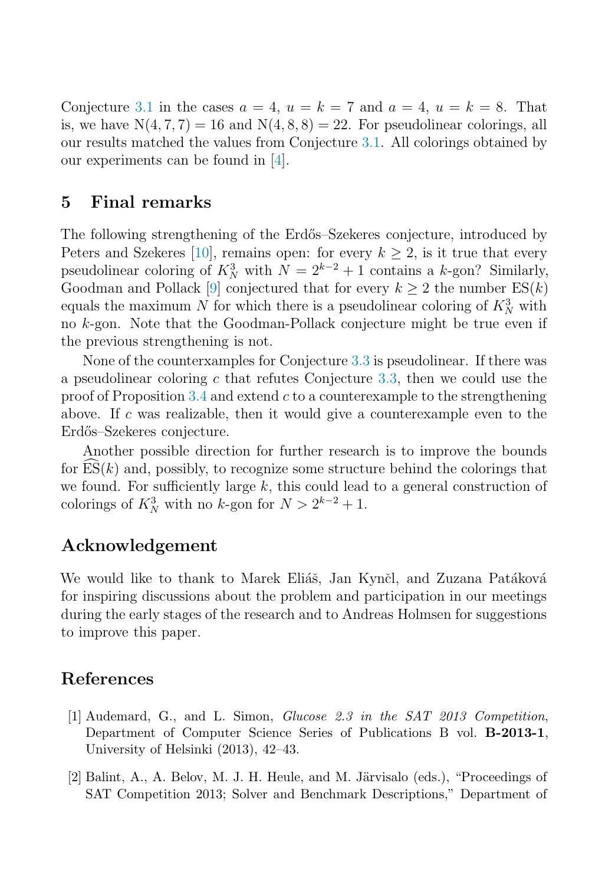Conjecture 3.1 in the cases $a = 4$, $u = k = 7$ and $a = 4$, $u = k = 8$. That is, we have $\mathrm{N}(4, 7, 7) = 16$ and $\mathrm{N}(4, 8, 8) = 22$. For pseudolinear colorings, all our results matched the values from Conjecture 3.1. All colorings obtained by our experiments can be found in [4].

## 5 Final remarks

The following strengthening of the Erdős–Szekeres conjecture, introduced by Peters and Szekeres [10], remains open: for every $k \geq 2$, is it true that every pseudolinear coloring of $K_N^3$ with $N = 2^{k-2} + 1$ contains a $k$-gon? Similarly, Goodman and Pollack [9] conjectured that for every $k \geq 2$ the number $\mathrm{ES}(k)$ equals the maximum $N$ for which there is a pseudolinear coloring of $K_N^3$ with no $k$-gon. Note that the Goodman-Pollack conjecture might be true even if the previous strengthening is not.

None of the counterxamples for Conjecture 3.3 is pseudolinear. If there was a pseudolinear coloring $c$ that refutes Conjecture 3.3, then we could use the proof of Proposition 3.4 and extend $c$ to a counterexample to the strengthening above. If $c$ was realizable, then it would give a counterexample even to the Erdős–Szekeres conjecture.

Another possible direction for further research is to improve the bounds for $\widehat{\mathrm{ES}}(k)$ and, possibly, to recognize some structure behind the colorings that we found. For sufficiently large $k$, this could lead to a general construction of colorings of $K_N^3$ with no $k$-gon for $N > 2^{k-2} + 1$.

## Acknowledgement

We would like to thank to Marek Eliáš, Jan Kynčl, and Zuzana Patáková for inspiring discussions about the problem and participation in our meetings during the early stages of the research and to Andreas Holmsen for suggestions to improve this paper.

## References

[1] Audemard, G., and L. Simon, *Glucose 2.3 in the SAT 2013 Competition*, Department of Computer Science Series of Publications B vol. **B-2013-1**, University of Helsinki (2013), 42–43.

[2] Balint, A., A. Belov, M. J. H. Heule, and M. Järvisalo (eds.), "Proceedings of SAT Competition 2013; Solver and Benchmark Descriptions," Department of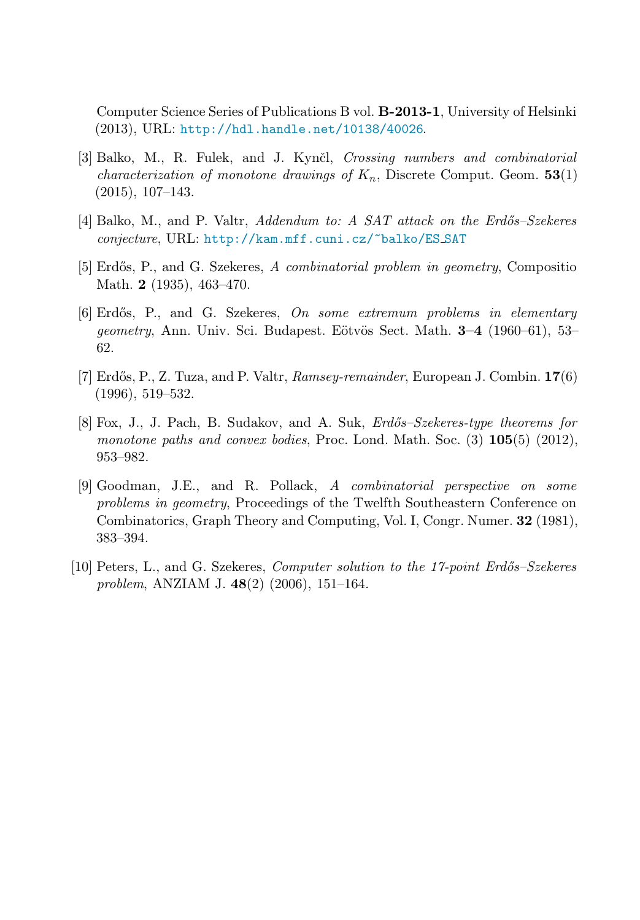Computer Science Series of Publications B vol. **B-2013-1**, University of Helsinki (2013), URL: http://hdl.handle.net/10138/40026.

[3] Balko, M., R. Fulek, and J. Kynčl, *Crossing numbers and combinatorial characterization of monotone drawings of $K_n$*, Discrete Comput. Geom. **53**(1) (2015), 107–143.

[4] Balko, M., and P. Valtr, *Addendum to: A SAT attack on the Erdős–Szekeres conjecture*, URL: http://kam.mff.cuni.cz/~balko/ES_SAT

[5] Erdős, P., and G. Szekeres, *A combinatorial problem in geometry*, Compositio Math. **2** (1935), 463–470.

[6] Erdős, P., and G. Szekeres, *On some extremum problems in elementary geometry*, Ann. Univ. Sci. Budapest. Eötvös Sect. Math. **3–4** (1960–61), 53–62.

[7] Erdős, P., Z. Tuza, and P. Valtr, *Ramsey-remainder*, European J. Combin. **17**(6) (1996), 519–532.

[8] Fox, J., J. Pach, B. Sudakov, and A. Suk, *Erdős–Szekeres-type theorems for monotone paths and convex bodies*, Proc. Lond. Math. Soc. (3) **105**(5) (2012), 953–982.

[9] Goodman, J.E., and R. Pollack, *A combinatorial perspective on some problems in geometry*, Proceedings of the Twelfth Southeastern Conference on Combinatorics, Graph Theory and Computing, Vol. I, Congr. Numer. **32** (1981), 383–394.

[10] Peters, L., and G. Szekeres, *Computer solution to the 17-point Erdős–Szekeres problem*, ANZIAM J. **48**(2) (2006), 151–164.